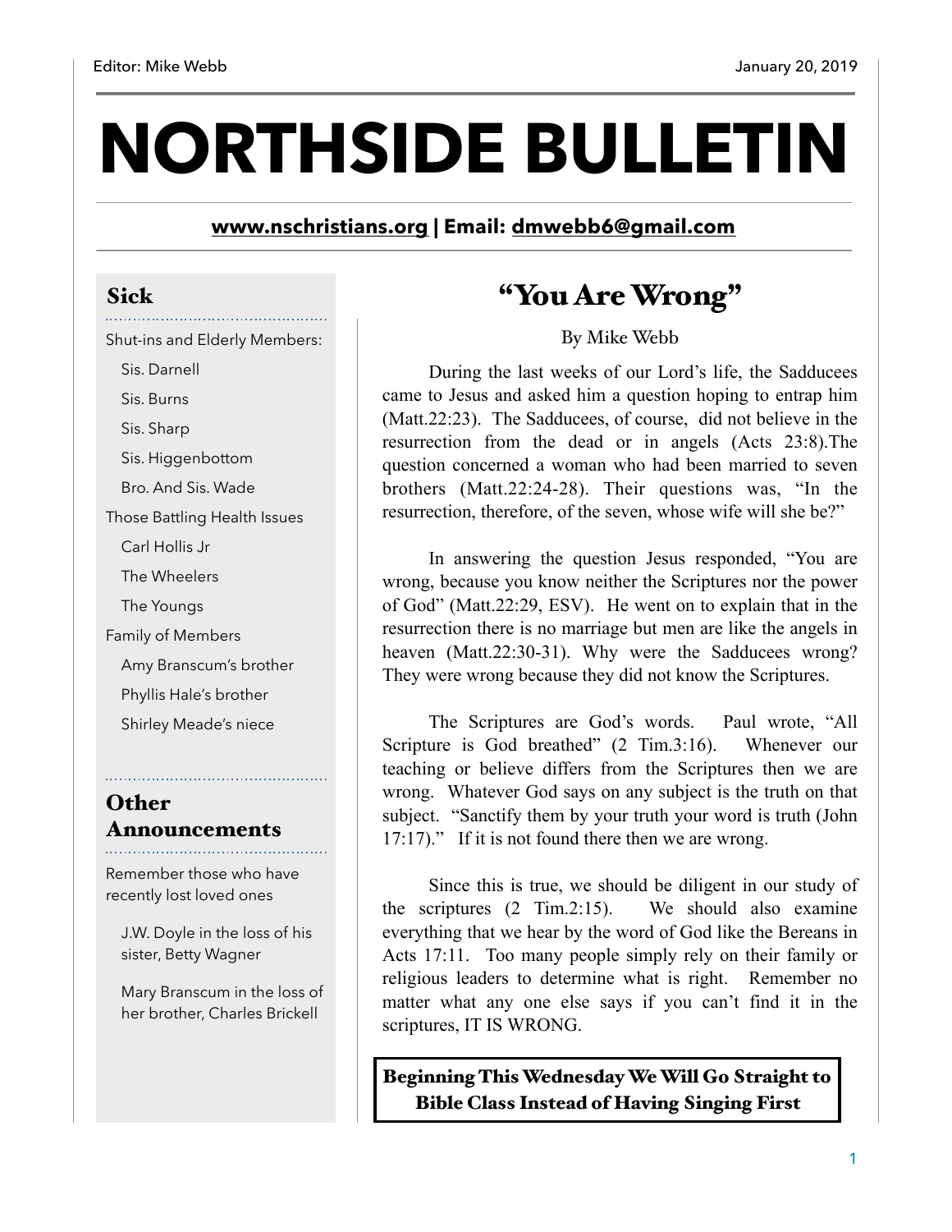Editor: Mike Webb

January 20, 2019

# NORTHSIDE BULLETIN

**www.nschristians.org | Email: dmwebb6@gmail.com**

## Sick

Shut-ins and Elderly Members:

- Sis. Darnell
- Sis. Burns
- Sis. Sharp
- Sis. Higgenbottom
- Bro. And Sis. Wade

Those Battling Health Issues

- Carl Hollis Jr
- The Wheelers
- The Youngs

Family of Members

- Amy Branscum's brother
- Phyllis Hale's brother
- Shirley Meade's niece

## Other Announcements

Remember those who have recently lost loved ones

- J.W. Doyle in the loss of his sister, Betty Wagner
- Mary Branscum in the loss of her brother, Charles Brickell

## "You Are Wrong"

By Mike Webb

During the last weeks of our Lord's life, the Sadducees came to Jesus and asked him a question hoping to entrap him (Matt.22:23). The Sadducees, of course, did not believe in the resurrection from the dead or in angels (Acts 23:8).The question concerned a woman who had been married to seven brothers (Matt.22:24-28). Their questions was, "In the resurrection, therefore, of the seven, whose wife will she be?"

In answering the question Jesus responded, "You are wrong, because you know neither the Scriptures nor the power of God" (Matt.22:29, ESV). He went on to explain that in the resurrection there is no marriage but men are like the angels in heaven (Matt.22:30-31). Why were the Sadducees wrong? They were wrong because they did not know the Scriptures.

The Scriptures are God's words. Paul wrote, "All Scripture is God breathed" (2 Tim.3:16). Whenever our teaching or believe differs from the Scriptures then we are wrong. Whatever God says on any subject is the truth on that subject. "Sanctify them by your truth your word is truth (John 17:17)." If it is not found there then we are wrong.

Since this is true, we should be diligent in our study of the scriptures (2 Tim.2:15). We should also examine everything that we hear by the word of God like the Bereans in Acts 17:11. Too many people simply rely on their family or religious leaders to determine what is right. Remember no matter what any one else says if you can't find it in the scriptures, IT IS WRONG.

**Beginning This Wednesday We Will Go Straight to Bible Class Instead of Having Singing First**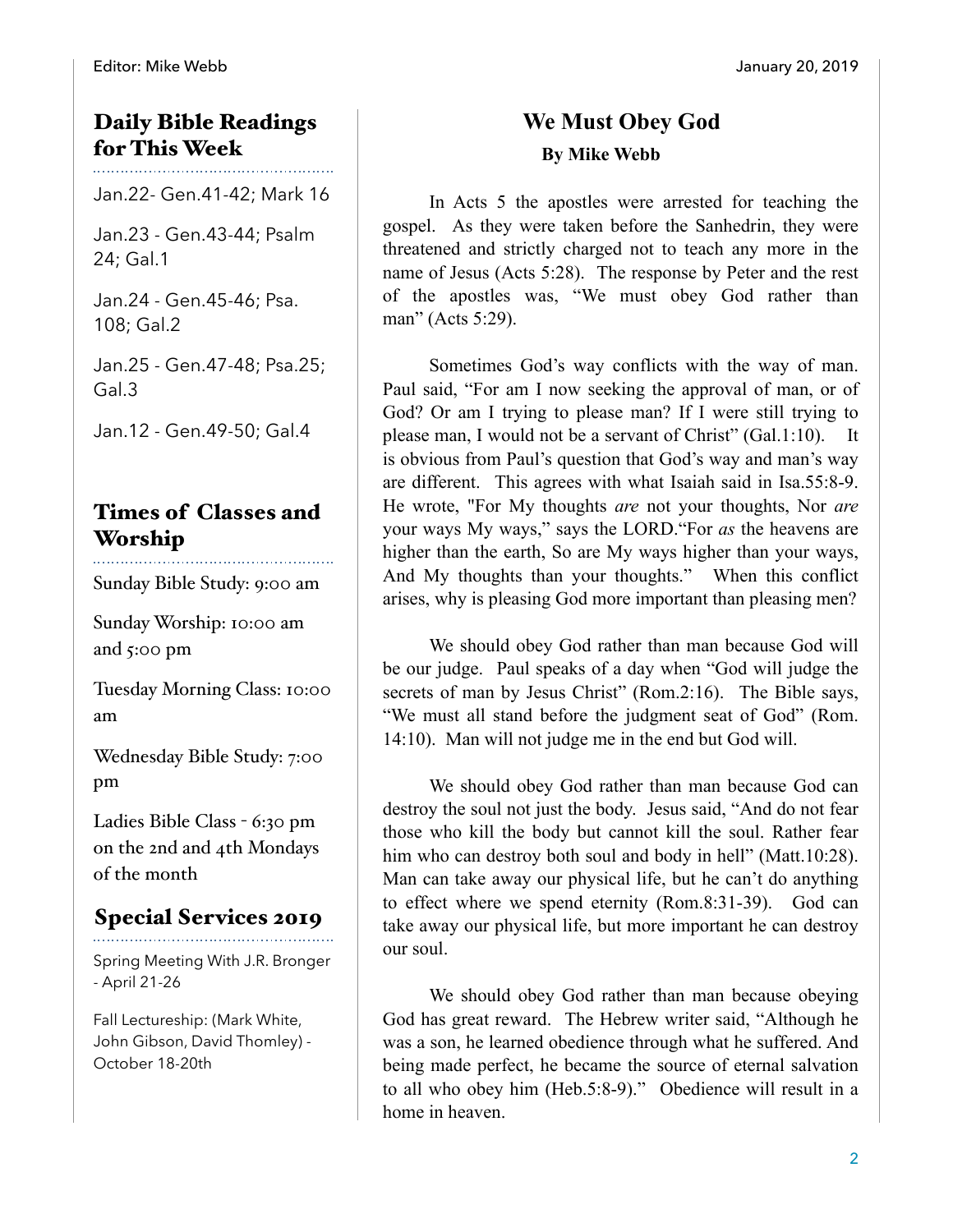Editor: Mike Webb

January 20, 2019

## Daily Bible Readings for This Week

Jan.22- Gen.41-42; Mark 16

Jan.23 - Gen.43-44; Psalm 24; Gal.1

Jan.24 - Gen.45-46; Psa. 108; Gal.2

Jan.25 - Gen.47-48; Psa.25; Gal.3

Jan.12 - Gen.49-50; Gal.4

## Times of Classes and Worship

Sunday Bible Study: 9:00 am

Sunday Worship: 10:00 am and 5:00 pm

Tuesday Morning Class: 10:00 am

Wednesday Bible Study: 7:00 pm

Ladies Bible Class - 6:30 pm on the 2nd and 4th Mondays of the month

## Special Services 2019

Spring Meeting With J.R. Bronger - April 21-26

Fall Lectureship: (Mark White, John Gibson, David Thomley) - October 18-20th

# We Must Obey God

**By Mike Webb**

In Acts 5 the apostles were arrested for teaching the gospel. As they were taken before the Sanhedrin, they were threatened and strictly charged not to teach any more in the name of Jesus (Acts 5:28). The response by Peter and the rest of the apostles was, "We must obey God rather than man" (Acts 5:29).

Sometimes God's way conflicts with the way of man. Paul said, "For am I now seeking the approval of man, or of God? Or am I trying to please man? If I were still trying to please man, I would not be a servant of Christ" (Gal.1:10). It is obvious from Paul's question that God's way and man's way are different. This agrees with what Isaiah said in Isa.55:8-9. He wrote, "For My thoughts *are* not your thoughts, Nor *are* your ways My ways," says the LORD."For *as* the heavens are higher than the earth, So are My ways higher than your ways, And My thoughts than your thoughts." When this conflict arises, why is pleasing God more important than pleasing men?

We should obey God rather than man because God will be our judge. Paul speaks of a day when "God will judge the secrets of man by Jesus Christ" (Rom.2:16). The Bible says, "We must all stand before the judgment seat of God" (Rom. 14:10). Man will not judge me in the end but God will.

We should obey God rather than man because God can destroy the soul not just the body. Jesus said, "And do not fear those who kill the body but cannot kill the soul. Rather fear him who can destroy both soul and body in hell" (Matt.10:28). Man can take away our physical life, but he can't do anything to effect where we spend eternity (Rom.8:31-39). God can take away our physical life, but more important he can destroy our soul.

We should obey God rather than man because obeying God has great reward. The Hebrew writer said, "Although he was a son, he learned obedience through what he suffered. And being made perfect, he became the source of eternal salvation to all who obey him (Heb.5:8-9)." Obedience will result in a home in heaven.